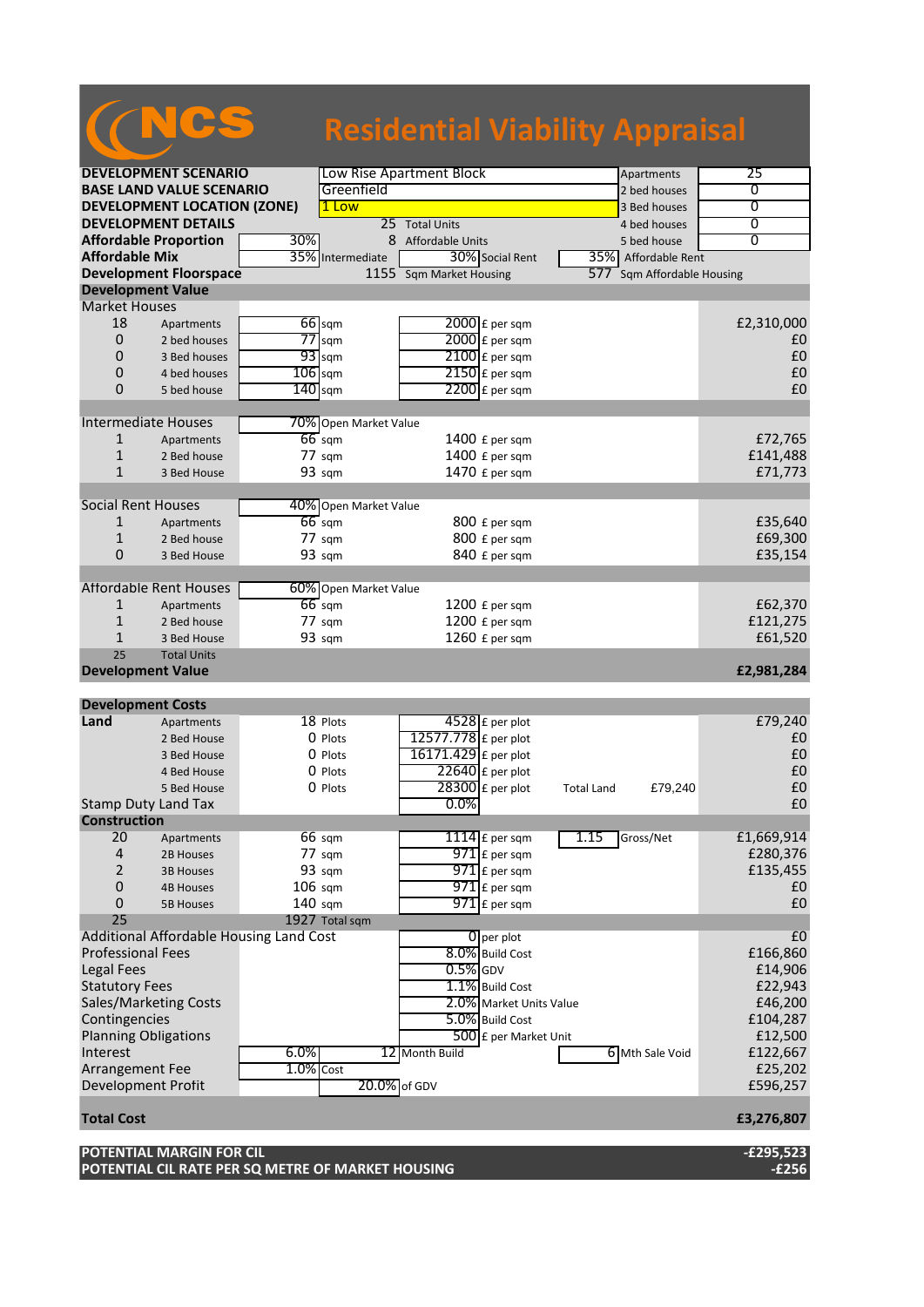# NCS Residential Viability Appraisal

| | | | | | |
|---|---|---|---|---|---|
| **DEVELOPMENT SCENARIO** | Low Rise Apartment Block | | | Apartments | 25 |
| **BASE LAND VALUE SCENARIO** | Greenfield | | | 2 bed houses | 0 |
| **DEVELOPMENT LOCATION (ZONE)** | 1 Low | | | 3 Bed houses | 0 |
| **DEVELOPMENT DETAILS** | 25 Total Units | | | 4 bed houses | 0 |
| **Affordable Proportion** | 30% | 8 Affordable Units | | 5 bed house | 0 |
| **Affordable Mix** | 35% Intermediate | 30% Social Rent | | 35% Affordable Rent | |
| **Development Floorspace** | 1155 Sqm Market Housing | | | 577 Sqm Affordable Housing | |

## Development Value

| | | | | |
|---|---|---|---|---|
| **Market Houses** | | | | |
| 18 | Apartments | 66 sqm | 2000 £ per sqm | £2,310,000 |
| 0 | 2 bed houses | 77 sqm | 2000 £ per sqm | £0 |
| 0 | 3 Bed houses | 93 sqm | 2100 £ per sqm | £0 |
| 0 | 4 bed houses | 106 sqm | 2150 £ per sqm | £0 |
| 0 | 5 bed house | 140 sqm | 2200 £ per sqm | £0 |
| **Intermediate Houses** | | 70% Open Market Value | | |
| 1 | Apartments | 66 sqm | 1400 £ per sqm | £72,765 |
| 1 | 2 Bed house | 77 sqm | 1400 £ per sqm | £141,488 |
| 1 | 3 Bed House | 93 sqm | 1470 £ per sqm | £71,773 |
| **Social Rent Houses** | | 40% Open Market Value | | |
| 1 | Apartments | 66 sqm | 800 £ per sqm | £35,640 |
| 1 | 2 Bed house | 77 sqm | 800 £ per sqm | £69,300 |
| 0 | 3 Bed House | 93 sqm | 840 £ per sqm | £35,154 |
| **Affordable Rent Houses** | | 60% Open Market Value | | |
| 1 | Apartments | 66 sqm | 1200 £ per sqm | £62,370 |
| 1 | 2 Bed house | 77 sqm | 1200 £ per sqm | £121,275 |
| 1 | 3 Bed House | 93 sqm | 1260 £ per sqm | £61,520 |
| 25 | Total Units | | | |
| **Development Value** | | | | **£2,981,284** |

## Development Costs

| | | | | | |
|---|---|---|---|---|---|
| **Land** | Apartments | 18 Plots | 4528 £ per plot | | £79,240 |
| | 2 Bed House | 0 Plots | 12577.778 £ per plot | | £0 |
| | 3 Bed House | 0 Plots | 16171.429 £ per plot | | £0 |
| | 4 Bed House | 0 Plots | 22640 £ per plot | | £0 |
| | 5 Bed House | 0 Plots | 28300 £ per plot | Total Land £79,240 | £0 |
| Stamp Duty Land Tax | | | 0.0% | | £0 |
| **Construction** | | | | | |
| 20 | Apartments | 66 sqm | 1114 £ per sqm | 1.15 Gross/Net | £1,669,914 |
| 4 | 2B Houses | 77 sqm | 971 £ per sqm | | £280,376 |
| 2 | 3B Houses | 93 sqm | 971 £ per sqm | | £135,455 |
| 0 | 4B Houses | 106 sqm | 971 £ per sqm | | £0 |
| 0 | 5B Houses | 140 sqm | 971 £ per sqm | | £0 |
| 25 | | 1927 Total sqm | | | |
| Additional Affordable Housing Land Cost | | | 0 per plot | | £0 |
| Professional Fees | | | 8.0% Build Cost | | £166,860 |
| Legal Fees | | | 0.5% GDV | | £14,906 |
| Statutory Fees | | | 1.1% Build Cost | | £22,943 |
| Sales/Marketing Costs | | | 2.0% Market Units Value | | £46,200 |
| Contingencies | | | 5.0% Build Cost | | £104,287 |
| Planning Obligations | | | 500 £ per Market Unit | | £12,500 |
| Interest | | 6.0% | 12 Month Build | 6 Mth Sale Void | £122,667 |
| Arrangement Fee | | 1.0% Cost | | | £25,202 |
| Development Profit | | | 20.0% of GDV | | £596,257 |
| **Total Cost** | | | | | **£3,276,807** |

| | |
|---|---|
| **POTENTIAL MARGIN FOR CIL** | **-£295,523** |
| **POTENTIAL CIL RATE PER SQ METRE OF MARKET HOUSING** | **-£256** |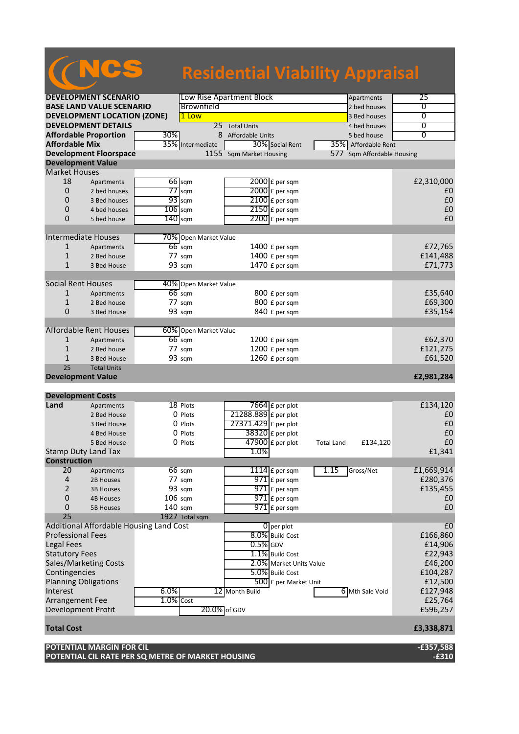# NCS Residential Viability Appraisal

| | | | | | | | |
|---|---|---|---|---|---|---|---|
| **DEVELOPMENT SCENARIO** | | Low Rise Apartment Block | | | | Apartments | 25 |
| **BASE LAND VALUE SCENARIO** | | Brownfield | | | | 2 bed houses | 0 |
| **DEVELOPMENT LOCATION (ZONE)** | | 1 Low | | | | 3 Bed houses | 0 |
| **DEVELOPMENT DETAILS** | | 25 | Total Units | | | 4 bed houses | 0 |
| **Affordable Proportion** | 30% | 8 | Affordable Units | | | 5 bed house | 0 |
| **Affordable Mix** | | 35% | Intermediate | 30% | Social Rent | 35% | Affordable Rent |
| **Development Floorspace** | | 1155 | Sqm Market Housing | | | 577 | Sqm Affordable Housing |

## Development Value

| | | | | | | |
|---|---|---|---|---|---|---|
| **Market Houses** | | | | | | |
| 18 | Apartments | 66 | sqm | 2000 | £ per sqm | £2,310,000 |
| 0 | 2 bed houses | 77 | sqm | 2000 | £ per sqm | £0 |
| 0 | 3 Bed houses | 93 | sqm | 2100 | £ per sqm | £0 |
| 0 | 4 bed houses | 106 | sqm | 2150 | £ per sqm | £0 |
| 0 | 5 bed house | 140 | sqm | 2200 | £ per sqm | £0 |
| **Intermediate Houses** | | 70% | Open Market Value | | | |
| 1 | Apartments | 66 | sqm | 1400 | £ per sqm | £72,765 |
| 1 | 2 Bed house | 77 | sqm | 1400 | £ per sqm | £141,488 |
| 1 | 3 Bed House | 93 | sqm | 1470 | £ per sqm | £71,773 |
| **Social Rent Houses** | | 40% | Open Market Value | | | |
| 1 | Apartments | 66 | sqm | 800 | £ per sqm | £35,640 |
| 1 | 2 Bed house | 77 | sqm | 800 | £ per sqm | £69,300 |
| 0 | 3 Bed House | 93 | sqm | 840 | £ per sqm | £35,154 |
| **Affordable Rent Houses** | | 60% | Open Market Value | | | |
| 1 | Apartments | 66 | sqm | 1200 | £ per sqm | £62,370 |
| 1 | 2 Bed house | 77 | sqm | 1200 | £ per sqm | £121,275 |
| 1 | 3 Bed House | 93 | sqm | 1260 | £ per sqm | £61,520 |
| 25 | Total Units | | | | | |
| **Development Value** | | | | | | **£2,981,284** |

## Development Costs

| | | | | | | | | |
|---|---|---|---|---|---|---|---|---|
| **Land** | Apartments | 18 | Plots | 7664 | £ per plot | | | £134,120 |
| | 2 Bed House | 0 | Plots | 21288.889 | £ per plot | | | £0 |
| | 3 Bed House | 0 | Plots | 27371.429 | £ per plot | | | £0 |
| | 4 Bed House | 0 | Plots | 38320 | £ per plot | | | £0 |
| | 5 Bed House | 0 | Plots | 47900 | £ per plot | Total Land | £134,120 | £0 |
| Stamp Duty Land Tax | | | | 1.0% | | | | £1,341 |
| **Construction** | | | | | | | | |
| 20 | Apartments | 66 | sqm | 1114 | £ per sqm | 1.15 | Gross/Net | £1,669,914 |
| 4 | 2B Houses | 77 | sqm | 971 | £ per sqm | | | £280,376 |
| 2 | 3B Houses | 93 | sqm | 971 | £ per sqm | | | £135,455 |
| 0 | 4B Houses | 106 | sqm | 971 | £ per sqm | | | £0 |
| 0 | 5B Houses | 140 | sqm | 971 | £ per sqm | | | £0 |
| 25 | | 1927 | Total sqm | | | | | |
| Additional Affordable Housing Land Cost | | | | 0 | per plot | | | £0 |
| Professional Fees | | | | 8.0% | Build Cost | | | £166,860 |
| Legal Fees | | | | 0.5% | GDV | | | £14,906 |
| Statutory Fees | | | | 1.1% | Build Cost | | | £22,943 |
| Sales/Marketing Costs | | | | 2.0% | Market Units Value | | | £46,200 |
| Contingencies | | | | 5.0% | Build Cost | | | £104,287 |
| Planning Obligations | | | | 500 | £ per Market Unit | | | £12,500 |
| Interest | 6.0% | 12 | Month Build | | | 6 | Mth Sale Void | £127,948 |
| Arrangement Fee | 1.0% | Cost | | | | | | £25,764 |
| Development Profit | | | 20.0% | of GDV | | | | £596,257 |
| **Total Cost** | | | | | | | | **£3,338,871** |

| | |
|---|---|
| **POTENTIAL MARGIN FOR CIL** | **-£357,588** |
| **POTENTIAL CIL RATE PER SQ METRE OF MARKET HOUSING** | **-£310** |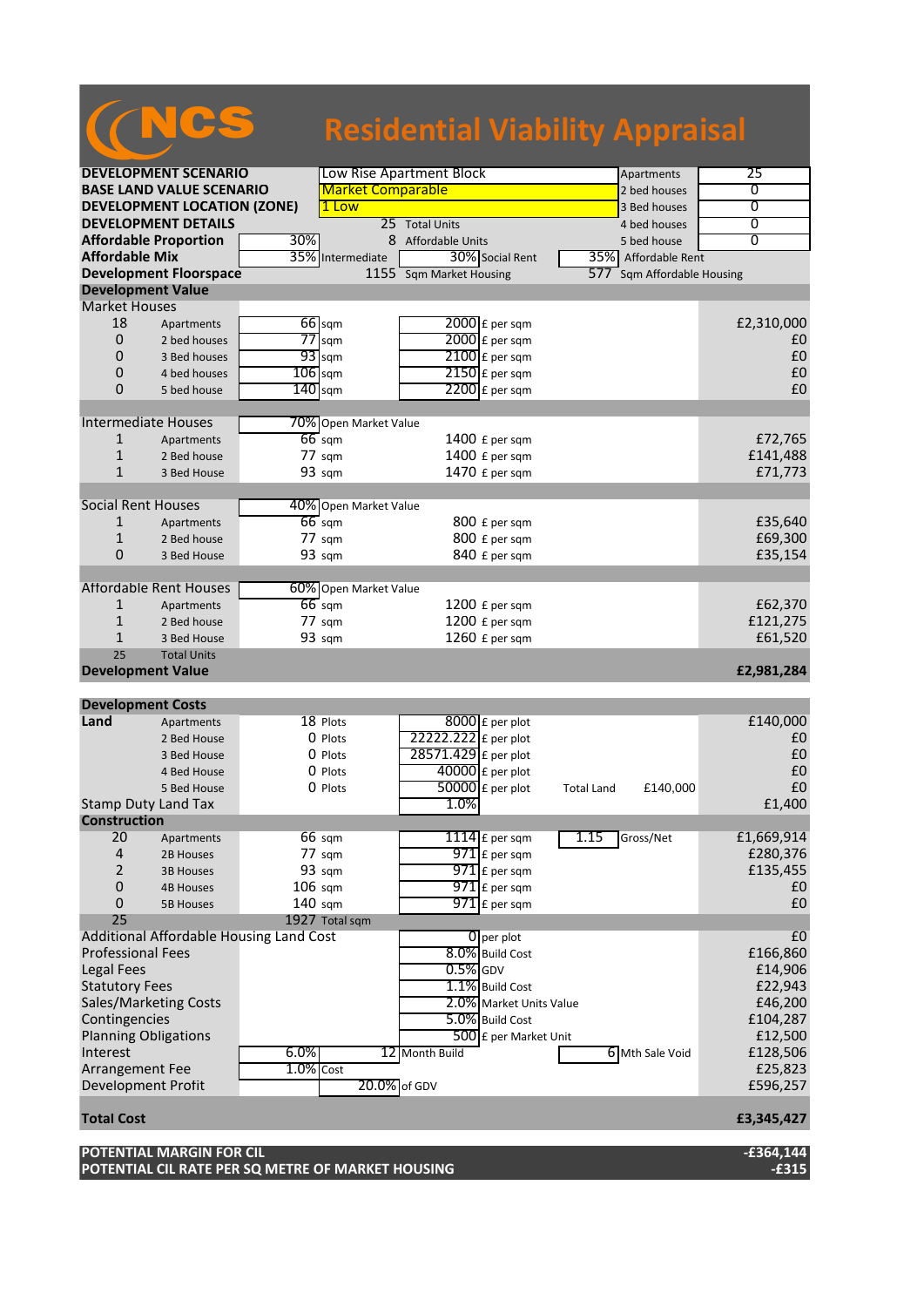# NCS Residential Viability Appraisal

| | | | | | | | |
|---|---|---|---|---|---|---|---|
| **DEVELOPMENT SCENARIO** | | Low Rise Apartment Block | | | | Apartments | 25 |
| **BASE LAND VALUE SCENARIO** | | Market Comparable | | | | 2 bed houses | 0 |
| **DEVELOPMENT LOCATION (ZONE)** | | 1 Low | | | | 3 Bed houses | 0 |
| **DEVELOPMENT DETAILS** | | 25 | Total Units | | | 4 bed houses | 0 |
| **Affordable Proportion** | 30% | 8 | Affordable Units | | | 5 bed house | 0 |
| **Affordable Mix** | 35% | Intermediate | 30% | Social Rent | 35% | Affordable Rent | |
| **Development Floorspace** | | 1155 | Sqm Market Housing | | 577 | Sqm Affordable Housing | |

| | | | | | | | |
|---|---|---|---|---|---|---|---|
| **Development Value** | | | | | | | |
| Market Houses | | | | | | | |
| 18 | Apartments | 66 | sqm | 2000 | £ per sqm | | £2,310,000 |
| 0 | 2 bed houses | 77 | sqm | 2000 | £ per sqm | | £0 |
| 0 | 3 Bed houses | 93 | sqm | 2100 | £ per sqm | | £0 |
| 0 | 4 bed houses | 106 | sqm | 2150 | £ per sqm | | £0 |
| 0 | 5 bed house | 140 | sqm | 2200 | £ per sqm | | £0 |
| | | | | | | | |
| Intermediate Houses | | 70% | Open Market Value | | | | |
| 1 | Apartments | 66 | sqm | 1400 | £ per sqm | | £72,765 |
| 1 | 2 Bed house | 77 | sqm | 1400 | £ per sqm | | £141,488 |
| 1 | 3 Bed House | 93 | sqm | 1470 | £ per sqm | | £71,773 |
| | | | | | | | |
| Social Rent Houses | | 40% | Open Market Value | | | | |
| 1 | Apartments | 66 | sqm | 800 | £ per sqm | | £35,640 |
| 1 | 2 Bed house | 77 | sqm | 800 | £ per sqm | | £69,300 |
| 0 | 3 Bed House | 93 | sqm | 840 | £ per sqm | | £35,154 |
| | | | | | | | |
| Affordable Rent Houses | | 60% | Open Market Value | | | | |
| 1 | Apartments | 66 | sqm | 1200 | £ per sqm | | £62,370 |
| 1 | 2 Bed house | 77 | sqm | 1200 | £ per sqm | | £121,275 |
| 1 | 3 Bed House | 93 | sqm | 1260 | £ per sqm | | £61,520 |
| 25 | Total Units | | | | | | |
| **Development Value** | | | | | | | **£2,981,284** |

| | | | | | | | |
|---|---|---|---|---|---|---|---|
| **Development Costs** | | | | | | | |
| **Land** | Apartments | 18 | Plots | 8000 | £ per plot | | £140,000 |
| | 2 Bed House | 0 | Plots | 22222.222 | £ per plot | | £0 |
| | 3 Bed House | 0 | Plots | 28571.429 | £ per plot | | £0 |
| | 4 Bed House | 0 | Plots | 40000 | £ per plot | | £0 |
| | 5 Bed House | 0 | Plots | 50000 | £ per plot | Total Land £140,000 | £0 |
| Stamp Duty Land Tax | | | | 1.0% | | | £1,400 |
| **Construction** | | | | | | | |
| 20 | Apartments | 66 | sqm | 1114 | £ per sqm | 1.15 Gross/Net | £1,669,914 |
| 4 | 2B Houses | 77 | sqm | 971 | £ per sqm | | £280,376 |
| 2 | 3B Houses | 93 | sqm | 971 | £ per sqm | | £135,455 |
| 0 | 4B Houses | 106 | sqm | 971 | £ per sqm | | £0 |
| 0 | 5B Houses | 140 | sqm | 971 | £ per sqm | | £0 |
| 25 | | 1927 | Total sqm | | | | |
| Additional Affordable Housing Land Cost | | | | 0 | per plot | | £0 |
| Professional Fees | | | | 8.0% | Build Cost | | £166,860 |
| Legal Fees | | | | 0.5% | GDV | | £14,906 |
| Statutory Fees | | | | 1.1% | Build Cost | | £22,943 |
| Sales/Marketing Costs | | | | 2.0% | Market Units Value | | £46,200 |
| Contingencies | | | | 5.0% | Build Cost | | £104,287 |
| Planning Obligations | | | | 500 | £ per Market Unit | | £12,500 |
| Interest | 6.0% | | 12 | Month Build | | 6 Mth Sale Void | £128,506 |
| Arrangement Fee | 1.0% | Cost | | | | | £25,823 |
| Development Profit | | | 20.0% | of GDV | | | £596,257 |
| | | | | | | | |
| **Total Cost** | | | | | | | **£3,345,427** |

| | |
|---|---|
| **POTENTIAL MARGIN FOR CIL** | **-£364,144** |
| **POTENTIAL CIL RATE PER SQ METRE OF MARKET HOUSING** | **-£315** |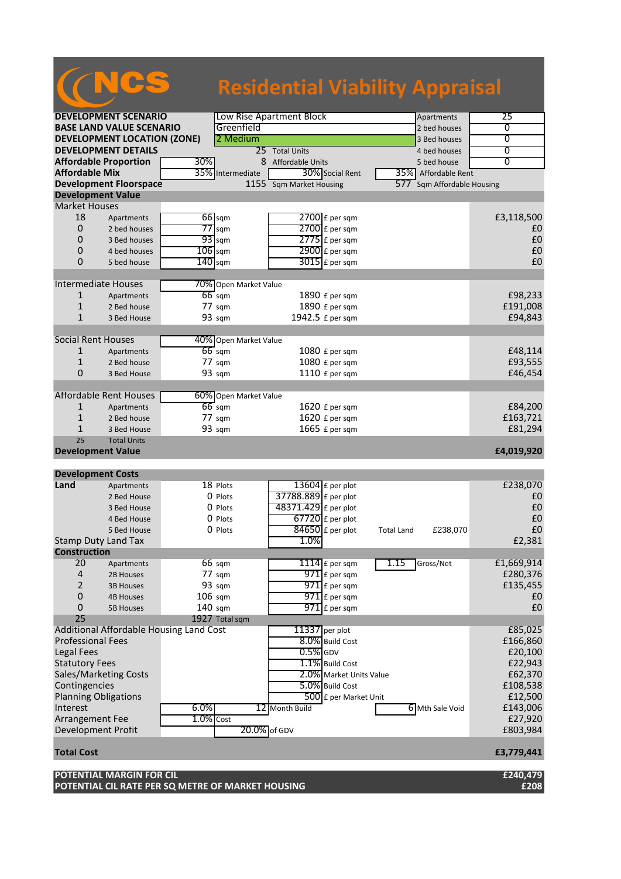# NCS Residential Viability Appraisal

| | | | | | |
|---|---|---|---|---|---|
| **DEVELOPMENT SCENARIO** | Low Rise Apartment Block | | | Apartments | 25 |
| **BASE LAND VALUE SCENARIO** | Greenfield | | | 2 bed houses | 0 |
| **DEVELOPMENT LOCATION (ZONE)** | 2 Medium | | | 3 Bed houses | 0 |
| **DEVELOPMENT DETAILS** | 25 | Total Units | | 4 bed houses | 0 |
| **Affordable Proportion** | 30% | 8 | Affordable Units | 5 bed house | 0 |
| **Affordable Mix** | 35% | Intermediate | 30% Social Rent | 35% Affordable Rent | |
| **Development Floorspace** | 1155 | Sqm Market Housing | | 577 Sqm Affordable Housing | |

| **Development Value** | | | | | |
|---|---|---|---|---|---|
| **Market Houses** | | | | | |
| 18 | Apartments | 66 sqm | 2700 £ per sqm | | £3,118,500 |
| 0 | 2 bed houses | 77 sqm | 2700 £ per sqm | | £0 |
| 0 | 3 Bed houses | 93 sqm | 2775 £ per sqm | | £0 |
| 0 | 4 bed houses | 106 sqm | 2900 £ per sqm | | £0 |
| 0 | 5 bed house | 140 sqm | 3015 £ per sqm | | £0 |
| **Intermediate Houses** | | 70% Open Market Value | | | |
| 1 | Apartments | 66 sqm | 1890 £ per sqm | | £98,233 |
| 1 | 2 Bed house | 77 sqm | 1890 £ per sqm | | £191,008 |
| 1 | 3 Bed House | 93 sqm | 1942.5 £ per sqm | | £94,843 |
| **Social Rent Houses** | | 40% Open Market Value | | | |
| 1 | Apartments | 66 sqm | 1080 £ per sqm | | £48,114 |
| 1 | 2 Bed house | 77 sqm | 1080 £ per sqm | | £93,555 |
| 0 | 3 Bed House | 93 sqm | 1110 £ per sqm | | £46,454 |
| **Affordable Rent Houses** | | 60% Open Market Value | | | |
| 1 | Apartments | 66 sqm | 1620 £ per sqm | | £84,200 |
| 1 | 2 Bed house | 77 sqm | 1620 £ per sqm | | £163,721 |
| 1 | 3 Bed House | 93 sqm | 1665 £ per sqm | | £81,294 |
| 25 | Total Units | | | | |
| **Development Value** | | | | | **£4,019,920** |

| **Development Costs** | | | | | |
|---|---|---|---|---|---|
| **Land** | Apartments | 18 Plots | 13604 £ per plot | | £238,070 |
| | 2 Bed House | 0 Plots | 37788.889 £ per plot | | £0 |
| | 3 Bed House | 0 Plots | 48371.429 £ per plot | | £0 |
| | 4 Bed House | 0 Plots | 67720 £ per plot | | £0 |
| | 5 Bed House | 0 Plots | 84650 £ per plot | Total Land £238,070 | £0 |
| Stamp Duty Land Tax | | | 1.0% | | £2,381 |
| **Construction** | | | | | |
| 20 | Apartments | 66 sqm | 1114 £ per sqm | 1.15 Gross/Net | £1,669,914 |
| 4 | 2B Houses | 77 sqm | 971 £ per sqm | | £280,376 |
| 2 | 3B Houses | 93 sqm | 971 £ per sqm | | £135,455 |
| 0 | 4B Houses | 106 sqm | 971 £ per sqm | | £0 |
| 0 | 5B Houses | 140 sqm | 971 £ per sqm | | £0 |
| 25 | | 1927 Total sqm | | | |
| Additional Affordable Housing Land Cost | | | 11337 per plot | | £85,025 |
| Professional Fees | | | 8.0% Build Cost | | £166,860 |
| Legal Fees | | | 0.5% GDV | | £20,100 |
| Statutory Fees | | | 1.1% Build Cost | | £22,943 |
| Sales/Marketing Costs | | | 2.0% Market Units Value | | £62,370 |
| Contingencies | | | 5.0% Build Cost | | £108,538 |
| Planning Obligations | | | 500 £ per Market Unit | | £12,500 |
| Interest | | 6.0% | 12 Month Build | 6 Mth Sale Void | £143,006 |
| Arrangement Fee | | 1.0% Cost | | | £27,920 |
| Development Profit | | | 20.0% of GDV | | £803,984 |
| **Total Cost** | | | | | **£3,779,441** |

| | |
|---|---|
| **POTENTIAL MARGIN FOR CIL** | **£240,479** |
| **POTENTIAL CIL RATE PER SQ METRE OF MARKET HOUSING** | **£208** |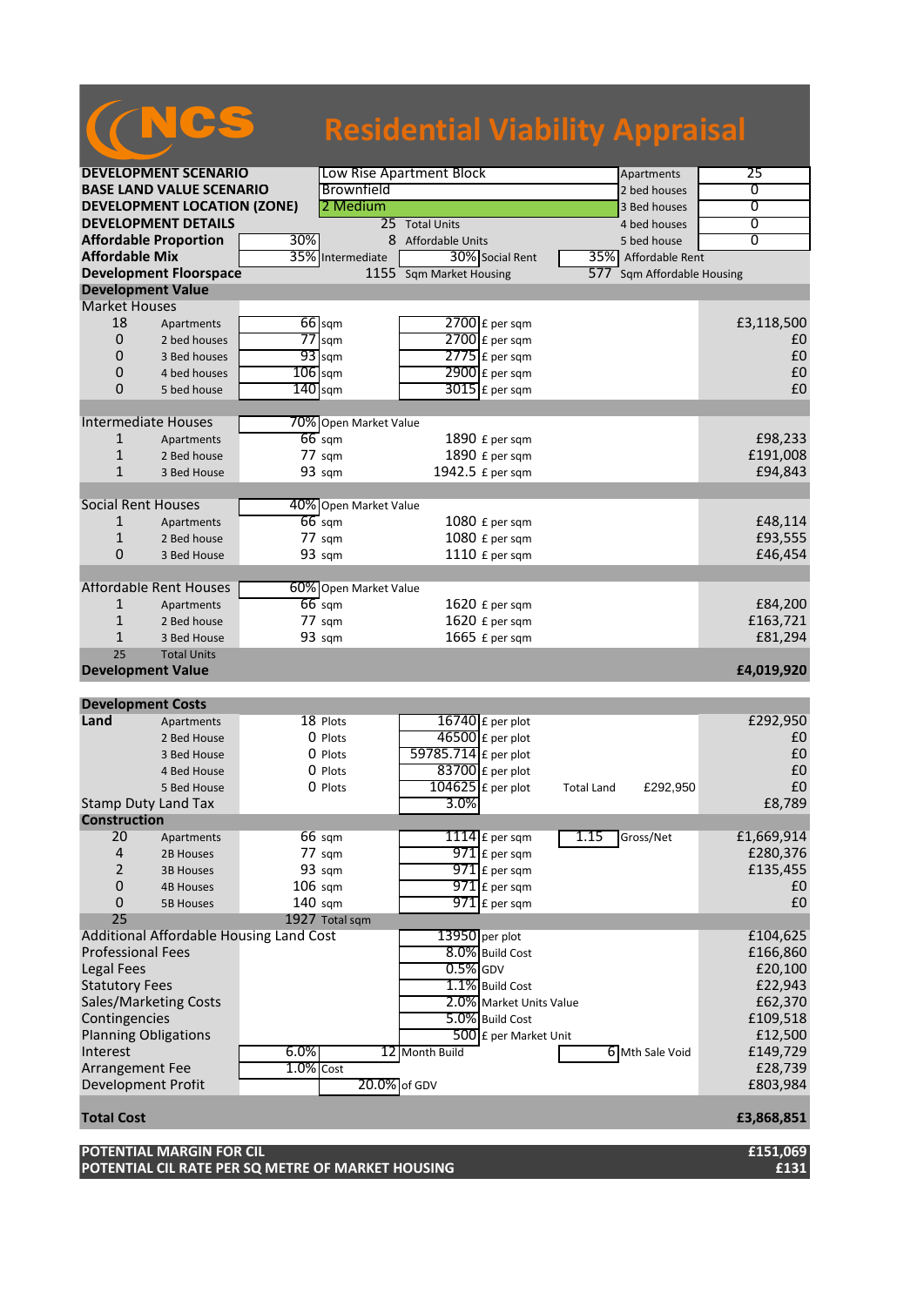# NCS Residential Viability Appraisal

| | | | | | |
|---|---|---|---|---|---|
| **DEVELOPMENT SCENARIO** | Low Rise Apartment Block | | | Apartments | 25 |
| **BASE LAND VALUE SCENARIO** | Brownfield | | | 2 bed houses | 0 |
| **DEVELOPMENT LOCATION (ZONE)** | 2 Medium | | | 3 Bed houses | 0 |
| **DEVELOPMENT DETAILS** | 25 | Total Units | | 4 bed houses | 0 |
| **Affordable Proportion** | 30% | 8 | Affordable Units | 5 bed house | 0 |
| **Affordable Mix** | 35% Intermediate | 30% Social Rent | | 35% Affordable Rent | |
| **Development Floorspace** | 1155 | Sqm Market Housing | | 577 Sqm Affordable Housing | |

| **Development Value** | | | | | |
|---|---|---|---|---|---|
| Market Houses | | | | | |
| 18 | Apartments | 66 sqm | 2700 £ per sqm | | £3,118,500 |
| 0 | 2 bed houses | 77 sqm | 2700 £ per sqm | | £0 |
| 0 | 3 Bed houses | 93 sqm | 2775 £ per sqm | | £0 |
| 0 | 4 bed houses | 106 sqm | 2900 £ per sqm | | £0 |
| 0 | 5 bed house | 140 sqm | 3015 £ per sqm | | £0 |
| | | | | | |
| Intermediate Houses | | 70% Open Market Value | | | |
| 1 | Apartments | 66 sqm | 1890 £ per sqm | | £98,233 |
| 1 | 2 Bed house | 77 sqm | 1890 £ per sqm | | £191,008 |
| 1 | 3 Bed House | 93 sqm | 1942.5 £ per sqm | | £94,843 |
| | | | | | |
| Social Rent Houses | | 40% Open Market Value | | | |
| 1 | Apartments | 66 sqm | 1080 £ per sqm | | £48,114 |
| 1 | 2 Bed house | 77 sqm | 1080 £ per sqm | | £93,555 |
| 0 | 3 Bed House | 93 sqm | 1110 £ per sqm | | £46,454 |
| | | | | | |
| Affordable Rent Houses | | 60% Open Market Value | | | |
| 1 | Apartments | 66 sqm | 1620 £ per sqm | | £84,200 |
| 1 | 2 Bed house | 77 sqm | 1620 £ per sqm | | £163,721 |
| 1 | 3 Bed House | 93 sqm | 1665 £ per sqm | | £81,294 |
| 25 | Total Units | | | | |
| **Development Value** | | | | | **£4,019,920** |

| **Development Costs** | | | | | | |
|---|---|---|---|---|---|---|
| **Land** | Apartments | 18 Plots | 16740 £ per plot | | | £292,950 |
| | 2 Bed House | 0 Plots | 46500 £ per plot | | | £0 |
| | 3 Bed House | 0 Plots | 59785.714 £ per plot | | | £0 |
| | 4 Bed House | 0 Plots | 83700 £ per plot | | | £0 |
| | 5 Bed House | 0 Plots | 104625 £ per plot | Total Land | £292,950 | £0 |
| Stamp Duty Land Tax | | | 3.0% | | | £8,789 |
| **Construction** | | | | | | |
| 20 | Apartments | 66 sqm | 1114 £ per sqm | 1.15 | Gross/Net | £1,669,914 |
| 4 | 2B Houses | 77 sqm | 971 £ per sqm | | | £280,376 |
| 2 | 3B Houses | 93 sqm | 971 £ per sqm | | | £135,455 |
| 0 | 4B Houses | 106 sqm | 971 £ per sqm | | | £0 |
| 0 | 5B Houses | 140 sqm | 971 £ per sqm | | | £0 |
| 25 | | 1927 Total sqm | | | | |
| Additional Affordable Housing Land Cost | | | 13950 per plot | | | £104,625 |
| Professional Fees | | | 8.0% Build Cost | | | £166,860 |
| Legal Fees | | | 0.5% GDV | | | £20,100 |
| Statutory Fees | | | 1.1% Build Cost | | | £22,943 |
| Sales/Marketing Costs | | | 2.0% Market Units Value | | | £62,370 |
| Contingencies | | | 5.0% Build Cost | | | £109,518 |
| Planning Obligations | | | 500 £ per Market Unit | | | £12,500 |
| Interest | 6.0% | 12 Month Build | | 6 | Mth Sale Void | £149,729 |
| Arrangement Fee | 1.0% Cost | | | | | £28,739 |
| Development Profit | | 20.0% of GDV | | | | £803,984 |
| | | | | | | |
| **Total Cost** | | | | | | **£3,868,851** |

| | |
|---|---|
| **POTENTIAL MARGIN FOR CIL** | **£151,069** |
| **POTENTIAL CIL RATE PER SQ METRE OF MARKET HOUSING** | **£131** |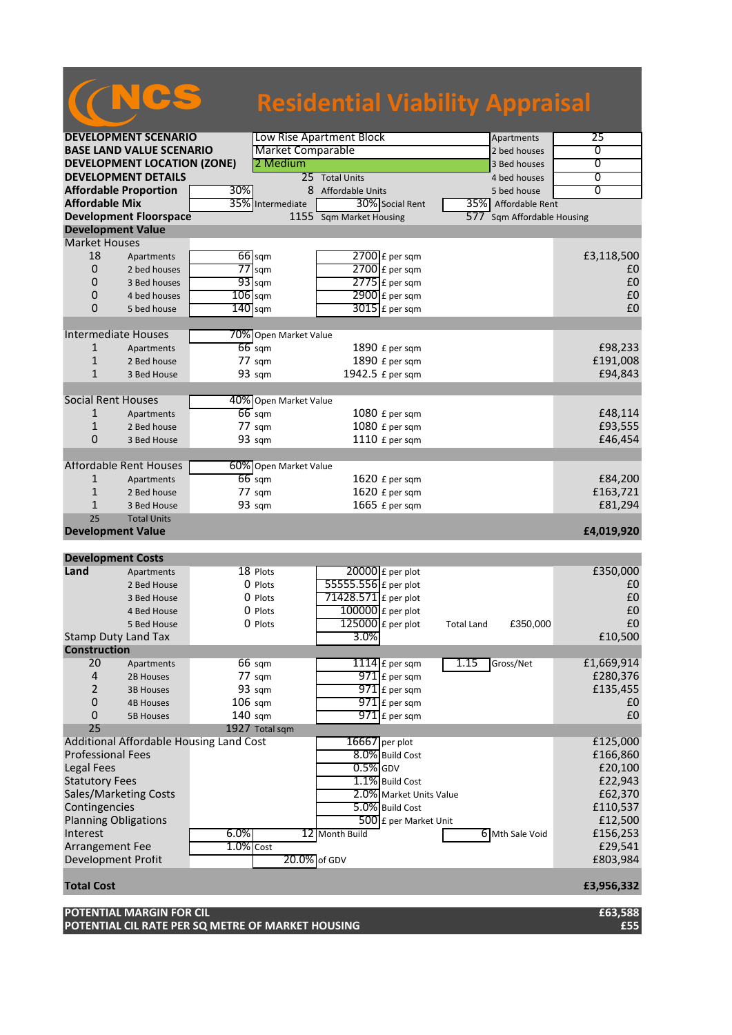# NCS Residential Viability Appraisal

| | | | | | | | |
|---|---|---|---|---|---|---|---|
| **DEVELOPMENT SCENARIO** | | Low Rise Apartment Block | | | | Apartments | 25 |
| **BASE LAND VALUE SCENARIO** | | Market Comparable | | | | 2 bed houses | 0 |
| **DEVELOPMENT LOCATION (ZONE)** | | 2 Medium | | | | 3 Bed houses | 0 |
| **DEVELOPMENT DETAILS** | | 25 | Total Units | | | 4 bed houses | 0 |
| **Affordable Proportion** | 30% | 8 | Affordable Units | | | 5 bed house | 0 |
| **Affordable Mix** | 35% | Intermediate | 30% | Social Rent | 35% | Affordable Rent | |
| **Development Floorspace** | | 1155 | Sqm Market Housing | | 577 | Sqm Affordable Housing | |

## Development Value

| | | | | | | |
|---|---|---|---|---|---|---|
| **Market Houses** | | | | | | |
| 18 | Apartments | 66 | sqm | 2700 | £ per sqm | £3,118,500 |
| 0 | 2 bed houses | 77 | sqm | 2700 | £ per sqm | £0 |
| 0 | 3 Bed houses | 93 | sqm | 2775 | £ per sqm | £0 |
| 0 | 4 bed houses | 106 | sqm | 2900 | £ per sqm | £0 |
| 0 | 5 bed house | 140 | sqm | 3015 | £ per sqm | £0 |
| **Intermediate Houses** | | 70% | Open Market Value | | | |
| 1 | Apartments | 66 | sqm | 1890 | £ per sqm | £98,233 |
| 1 | 2 Bed house | 77 | sqm | 1890 | £ per sqm | £191,008 |
| 1 | 3 Bed House | 93 | sqm | 1942.5 | £ per sqm | £94,843 |
| **Social Rent Houses** | | 40% | Open Market Value | | | |
| 1 | Apartments | 66 | sqm | 1080 | £ per sqm | £48,114 |
| 1 | 2 Bed house | 77 | sqm | 1080 | £ per sqm | £93,555 |
| 0 | 3 Bed House | 93 | sqm | 1110 | £ per sqm | £46,454 |
| **Affordable Rent Houses** | | 60% | Open Market Value | | | |
| 1 | Apartments | 66 | sqm | 1620 | £ per sqm | £84,200 |
| 1 | 2 Bed house | 77 | sqm | 1620 | £ per sqm | £163,721 |
| 1 | 3 Bed House | 93 | sqm | 1665 | £ per sqm | £81,294 |
| 25 | Total Units | | | | | |
| **Development Value** | | | | | | **£4,019,920** |

## Development Costs

| | | | | | | | | |
|---|---|---|---|---|---|---|---|---|
| **Land** | Apartments | 18 | Plots | 20000 | £ per plot | | | £350,000 |
| | 2 Bed House | 0 | Plots | 55555.556 | £ per plot | | | £0 |
| | 3 Bed House | 0 | Plots | 71428.571 | £ per plot | | | £0 |
| | 4 Bed House | 0 | Plots | 100000 | £ per plot | | | £0 |
| | 5 Bed House | 0 | Plots | 125000 | £ per plot | Total Land | £350,000 | £0 |
| Stamp Duty Land Tax | | | | 3.0% | | | | £10,500 |
| **Construction** | | | | | | | | |
| 20 | Apartments | 66 | sqm | 1114 | £ per sqm | 1.15 | Gross/Net | £1,669,914 |
| 4 | 2B Houses | 77 | sqm | 971 | £ per sqm | | | £280,376 |
| 2 | 3B Houses | 93 | sqm | 971 | £ per sqm | | | £135,455 |
| 0 | 4B Houses | 106 | sqm | 971 | £ per sqm | | | £0 |
| 0 | 5B Houses | 140 | sqm | 971 | £ per sqm | | | £0 |
| 25 | | 1927 | Total sqm | | | | | |
| Additional Affordable Housing Land Cost | | | | 16667 | per plot | | | £125,000 |
| Professional Fees | | | | 8.0% | Build Cost | | | £166,860 |
| Legal Fees | | | | 0.5% | GDV | | | £20,100 |
| Statutory Fees | | | | 1.1% | Build Cost | | | £22,943 |
| Sales/Marketing Costs | | | | 2.0% | Market Units Value | | | £62,370 |
| Contingencies | | | | 5.0% | Build Cost | | | £110,537 |
| Planning Obligations | | | | 500 | £ per Market Unit | | | £12,500 |
| Interest | | 6.0% | | 12 | Month Build | 6 | Mth Sale Void | £156,253 |
| Arrangement Fee | | 1.0% | Cost | | | | | £29,541 |
| Development Profit | | | | 20.0% | of GDV | | | £803,984 |
| **Total Cost** | | | | | | | | **£3,956,332** |

| | |
|---|---|
| **POTENTIAL MARGIN FOR CIL** | **£63,588** |
| **POTENTIAL CIL RATE PER SQ METRE OF MARKET HOUSING** | **£55** |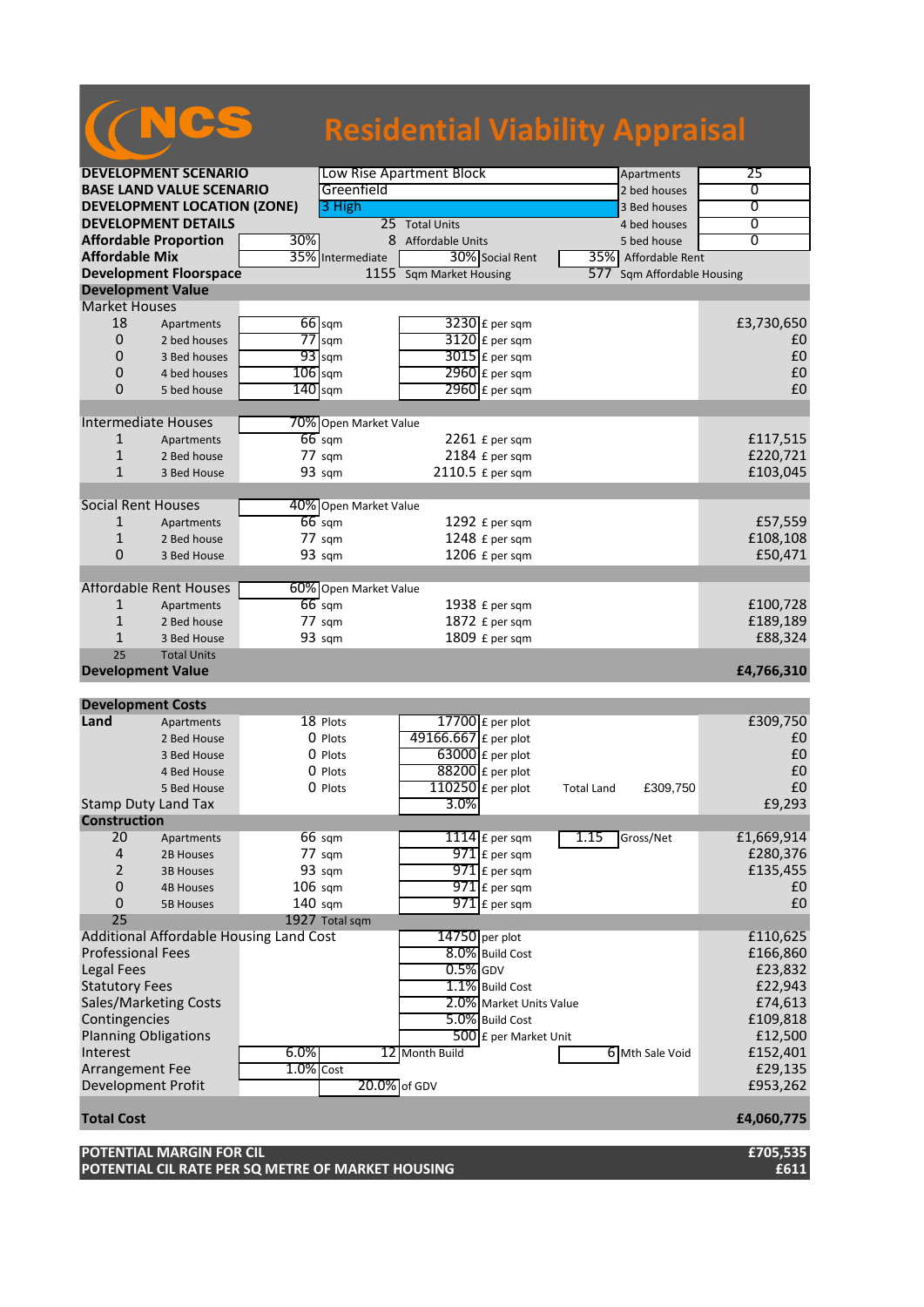# NCS Residential Viability Appraisal

| | | | | |
|---|---|---|---|---|
| **DEVELOPMENT SCENARIO** | Low Rise Apartment Block | | Apartments | 25 |
| **BASE LAND VALUE SCENARIO** | Greenfield | | 2 bed houses | 0 |
| **DEVELOPMENT LOCATION (ZONE)** | 3 High | | 3 Bed houses | 0 |
| **DEVELOPMENT DETAILS** | 25 Total Units | | 4 bed houses | 0 |
| **Affordable Proportion** 30% | 8 Affordable Units | | 5 bed house | 0 |
| **Affordable Mix** 35% Intermediate | 30% Social Rent | | 35% Affordable Rent | |
| **Development Floorspace** | 1155 Sqm Market Housing | | 577 Sqm Affordable Housing | |

## Development Value

| | | | | | |
|---|---|---|---|---|---|
| **Market Houses** | | | | | |
| 18 | Apartments | 66 sqm | 3230 £ per sqm | | £3,730,650 |
| 0 | 2 bed houses | 77 sqm | 3120 £ per sqm | | £0 |
| 0 | 3 Bed houses | 93 sqm | 3015 £ per sqm | | £0 |
| 0 | 4 bed houses | 106 sqm | 2960 £ per sqm | | £0 |
| 0 | 5 bed house | 140 sqm | 2960 £ per sqm | | £0 |
| **Intermediate Houses** | | 70% Open Market Value | | | |
| 1 | Apartments | 66 sqm | 2261 £ per sqm | | £117,515 |
| 1 | 2 Bed house | 77 sqm | 2184 £ per sqm | | £220,721 |
| 1 | 3 Bed House | 93 sqm | 2110.5 £ per sqm | | £103,045 |
| **Social Rent Houses** | | 40% Open Market Value | | | |
| 1 | Apartments | 66 sqm | 1292 £ per sqm | | £57,559 |
| 1 | 2 Bed house | 77 sqm | 1248 £ per sqm | | £108,108 |
| 0 | 3 Bed House | 93 sqm | 1206 £ per sqm | | £50,471 |
| **Affordable Rent Houses** | | 60% Open Market Value | | | |
| 1 | Apartments | 66 sqm | 1938 £ per sqm | | £100,728 |
| 1 | 2 Bed house | 77 sqm | 1872 £ per sqm | | £189,189 |
| 1 | 3 Bed House | 93 sqm | 1809 £ per sqm | | £88,324 |
| 25 | Total Units | | | | |
| **Development Value** | | | | | **£4,766,310** |

## Development Costs

| | | | | | |
|---|---|---|---|---|---|
| **Land** | Apartments | 18 Plots | 17700 £ per plot | | £309,750 |
| | 2 Bed House | 0 Plots | 49166.667 £ per plot | | £0 |
| | 3 Bed House | 0 Plots | 63000 £ per plot | | £0 |
| | 4 Bed House | 0 Plots | 88200 £ per plot | | £0 |
| | 5 Bed House | 0 Plots | 110250 £ per plot | Total Land £309,750 | £0 |
| Stamp Duty Land Tax | | | 3.0% | | £9,293 |
| **Construction** | | | | | |
| 20 | Apartments | 66 sqm | 1114 £ per sqm | 1.15 Gross/Net | £1,669,914 |
| 4 | 2B Houses | 77 sqm | 971 £ per sqm | | £280,376 |
| 2 | 3B Houses | 93 sqm | 971 £ per sqm | | £135,455 |
| 0 | 4B Houses | 106 sqm | 971 £ per sqm | | £0 |
| 0 | 5B Houses | 140 sqm | 971 £ per sqm | | £0 |
| 25 | | 1927 Total sqm | | | |
| Additional Affordable Housing Land Cost | | | 14750 per plot | | £110,625 |
| Professional Fees | | | 8.0% Build Cost | | £166,860 |
| Legal Fees | | | 0.5% GDV | | £23,832 |
| Statutory Fees | | | 1.1% Build Cost | | £22,943 |
| Sales/Marketing Costs | | | 2.0% Market Units Value | | £74,613 |
| Contingencies | | | 5.0% Build Cost | | £109,818 |
| Planning Obligations | | | 500 £ per Market Unit | | £12,500 |
| Interest | 6.0% | | 12 Month Build | 6 Mth Sale Void | £152,401 |
| Arrangement Fee | 1.0% Cost | | | | £29,135 |
| Development Profit | | | 20.0% of GDV | | £953,262 |
| **Total Cost** | | | | | **£4,060,775** |

| | |
|---|---|
| **POTENTIAL MARGIN FOR CIL** | **£705,535** |
| **POTENTIAL CIL RATE PER SQ METRE OF MARKET HOUSING** | **£611** |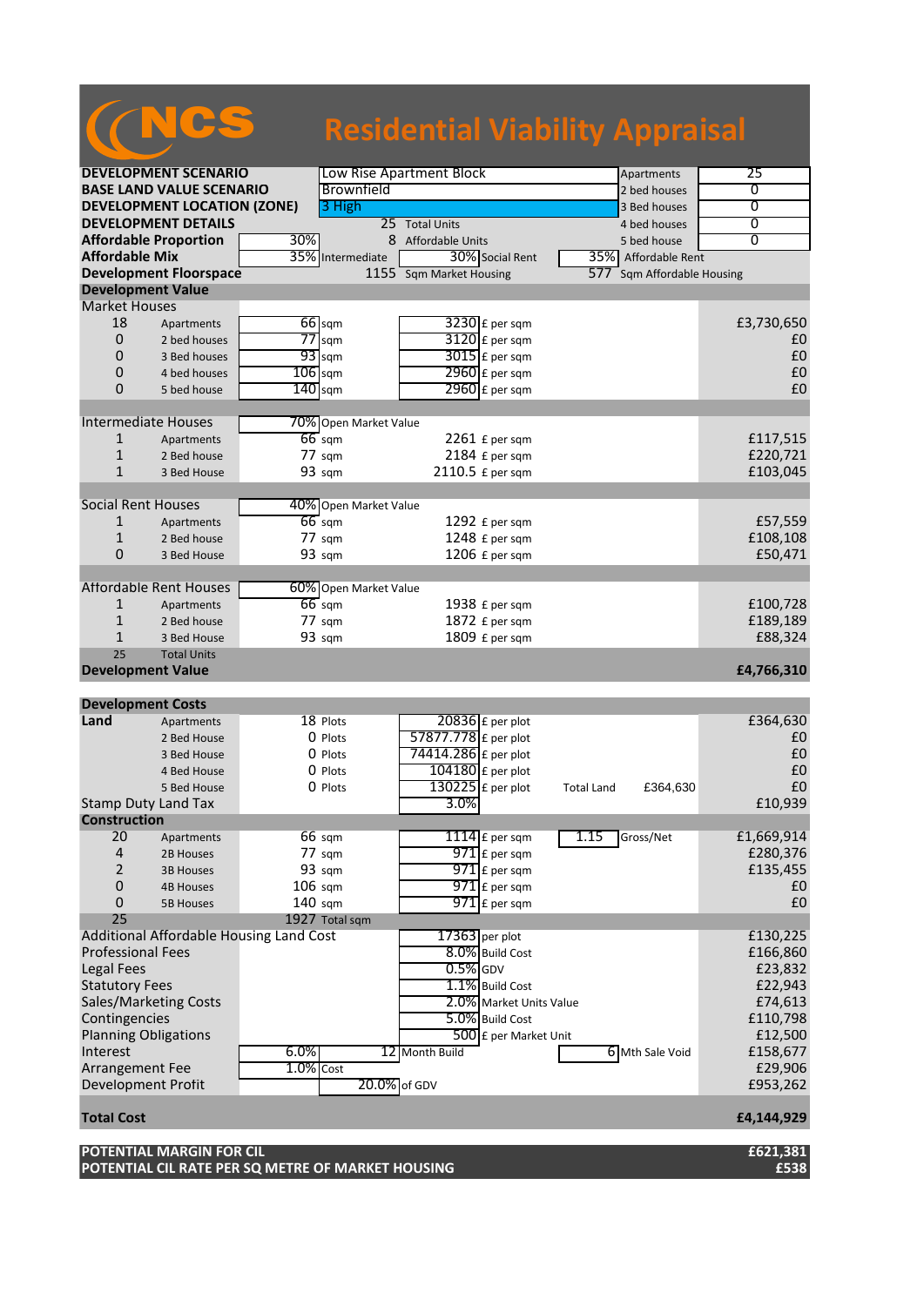# NCS Residential Viability Appraisal

| | | | | | | | |
|---|---|---|---|---|---|---|---|
| **DEVELOPMENT SCENARIO** | | Low Rise Apartment Block | | | Apartments | 25 | |
| **BASE LAND VALUE SCENARIO** | | Brownfield | | | 2 bed houses | 0 | |
| **DEVELOPMENT LOCATION (ZONE)** | | 3 High | | | 3 Bed houses | 0 | |
| **DEVELOPMENT DETAILS** | | 25 | Total Units | | 4 bed houses | 0 | |
| **Affordable Proportion** | 30% | 8 | Affordable Units | | 5 bed house | 0 | |
| **Affordable Mix** | 35% | Intermediate | 30% | Social Rent | 35% | Affordable Rent | |
| **Development Floorspace** | | 1155 | Sqm Market Housing | | 577 | Sqm Affordable Housing | |
| **Development Value** | | | | | | | |
| Market Houses | | | | | | | |
| 18 | Apartments | 66 sqm | 3230 | £ per sqm | | | £3,730,650 |
| 0 | 2 bed houses | 77 sqm | 3120 | £ per sqm | | | £0 |
| 0 | 3 Bed houses | 93 sqm | 3015 | £ per sqm | | | £0 |
| 0 | 4 bed houses | 106 sqm | 2960 | £ per sqm | | | £0 |
| 0 | 5 bed house | 140 sqm | 2960 | £ per sqm | | | £0 |
| Intermediate Houses | | 70% | Open Market Value | | | | |
| 1 | Apartments | 66 sqm | 2261 | £ per sqm | | | £117,515 |
| 1 | 2 Bed house | 77 sqm | 2184 | £ per sqm | | | £220,721 |
| 1 | 3 Bed House | 93 sqm | 2110.5 | £ per sqm | | | £103,045 |
| Social Rent Houses | | 40% | Open Market Value | | | | |
| 1 | Apartments | 66 sqm | 1292 | £ per sqm | | | £57,559 |
| 1 | 2 Bed House | 77 sqm | 1248 | £ per sqm | | | £108,108 |
| 0 | 3 Bed House | 93 sqm | 1206 | £ per sqm | | | £50,471 |
| Affordable Rent Houses | | 60% | Open Market Value | | | | |
| 1 | Apartments | 66 sqm | 1938 | £ per sqm | | | £100,728 |
| 1 | 2 Bed house | 77 sqm | 1872 | £ per sqm | | | £189,189 |
| 1 | 3 Bed House | 93 sqm | 1809 | £ per sqm | | | £88,324 |
| 25 | Total Units | | | | | | |
| **Development Value** | | | | | | | **£4,766,310** |
| **Development Costs** | | | | | | | |
| **Land** | Apartments | 18 Plots | 20836 | £ per plot | | | £364,630 |
| | 2 Bed House | 0 Plots | 57877.778 | £ per plot | | | £0 |
| | 3 Bed House | 0 Plots | 74414.286 | £ per plot | | | £0 |
| | 4 Bed House | 0 Plots | 104180 | £ per plot | | | £0 |
| | 5 Bed House | 0 Plots | 130225 | £ per plot | Total Land | £364,630 | £0 |
| Stamp Duty Land Tax | | | 3.0% | | | | £10,939 |
| **Construction** | | | | | | | |
| 20 | Apartments | 66 sqm | 1114 | £ per sqm | 1.15 | Gross/Net | £1,669,914 |
| 4 | 2B Houses | 77 sqm | 971 | £ per sqm | | | £280,376 |
| 2 | 3B Houses | 93 sqm | 971 | £ per sqm | | | £135,455 |
| 0 | 4B Houses | 106 sqm | 971 | £ per sqm | | | £0 |
| 0 | 5B Houses | 140 sqm | 971 | £ per sqm | | | £0 |
| 25 | | 1927 Total sqm | | | | | |
| Additional Affordable Housing Land Cost | | | 17363 | per plot | | | £130,225 |
| Professional Fees | | | 8.0% | Build Cost | | | £166,860 |
| Legal Fees | | | 0.5% | GDV | | | £23,832 |
| Statutory Fees | | | 1.1% | Build Cost | | | £22,943 |
| Sales/Marketing Costs | | | 2.0% | Market Units Value | | | £74,613 |
| Contingencies | | | 5.0% | Build Cost | | | £110,798 |
| Planning Obligations | | | 500 | £ per Market Unit | | | £12,500 |
| Interest | 6.0% | 12 | Month Build | | 6 | Mth Sale Void | £158,677 |
| Arrangement Fee | 1.0% | Cost | | | | | £29,906 |
| Development Profit | | 20.0% | of GDV | | | | £953,262 |
| **Total Cost** | | | | | | | **£4,144,929** |
| **POTENTIAL MARGIN FOR CIL** | | | | | | | **£621,381** |
| **POTENTIAL CIL RATE PER SQ METRE OF MARKET HOUSING** | | | | | | | **£538** |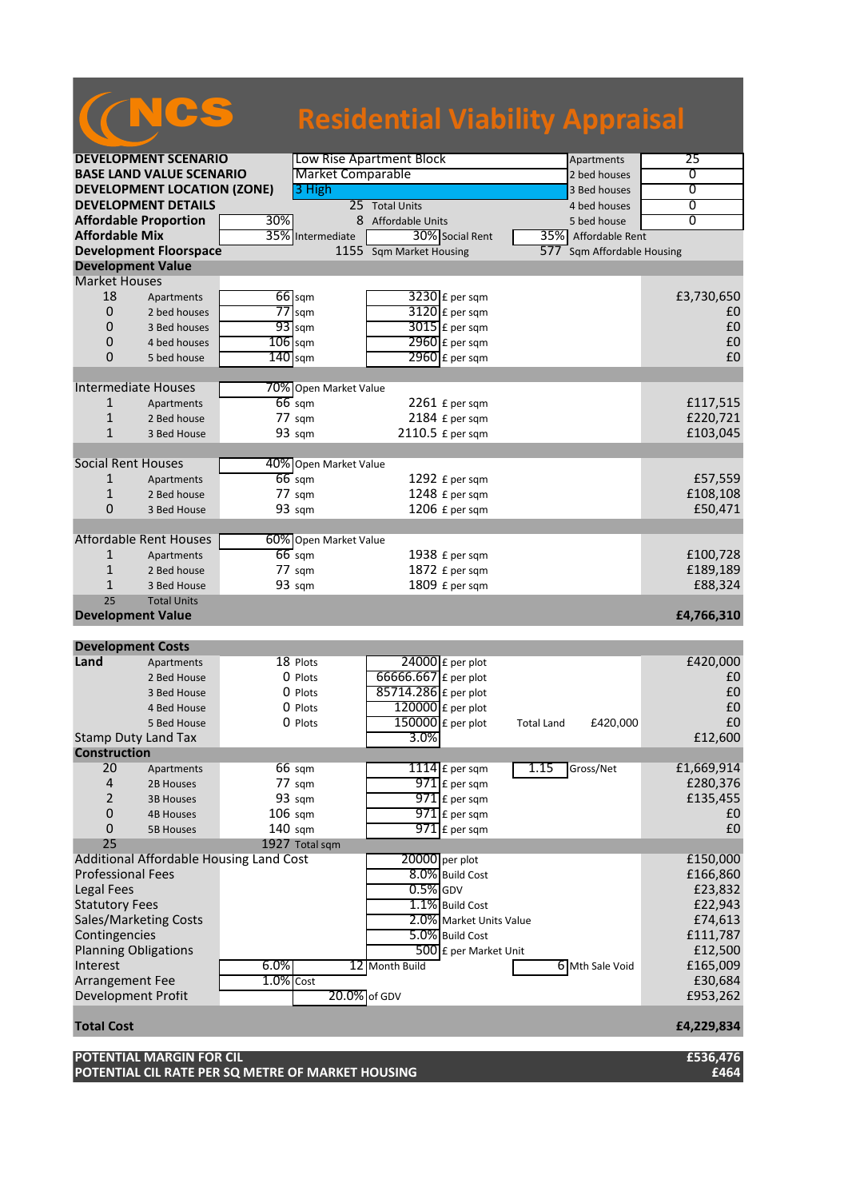# NCS Residential Viability Appraisal

| | | | | | | | |
|---|---|---|---|---|---|---|---|
| **DEVELOPMENT SCENARIO** | | Low Rise Apartment Block | | | | Apartments | 25 |
| **BASE LAND VALUE SCENARIO** | | Market Comparable | | | | 2 bed houses | 0 |
| **DEVELOPMENT LOCATION (ZONE)** | | 3 High | | | | 3 Bed houses | 0 |
| **DEVELOPMENT DETAILS** | | 25 | Total Units | | | 4 bed houses | 0 |
| **Affordable Proportion** | 30% | 8 | Affordable Units | | | 5 bed house | 0 |
| **Affordable Mix** | 35% | Intermediate | 30% | Social Rent | 35% | Affordable Rent | |
| **Development Floorspace** | | 1155 | Sqm Market Housing | | 577 | Sqm Affordable Housing | |

## Development Value

| | | | | | | | |
|---|---|---|---|---|---|---|---|
| Market Houses | | | | | | | |
| 18 | Apartments | 66 | sqm | 3230 | £ per sqm | | £3,730,650 |
| 0 | 2 bed houses | 77 | sqm | 3120 | £ per sqm | | £0 |
| 0 | 3 Bed houses | 93 | sqm | 3015 | £ per sqm | | £0 |
| 0 | 4 bed houses | 106 | sqm | 2960 | £ per sqm | | £0 |
| 0 | 5 bed house | 140 | sqm | 2960 | £ per sqm | | £0 |
| Intermediate Houses | | 70% | Open Market Value | | | | |
| 1 | Apartments | 66 | sqm | 2261 | £ per sqm | | £117,515 |
| 1 | 2 Bed house | 77 | sqm | 2184 | £ per sqm | | £220,721 |
| 1 | 3 Bed House | 93 | sqm | 2110.5 | £ per sqm | | £103,045 |
| Social Rent Houses | | 40% | Open Market Value | | | | |
| 1 | Apartments | 66 | sqm | 1292 | £ per sqm | | £57,559 |
| 1 | 2 Bed house | 77 | sqm | 1248 | £ per sqm | | £108,108 |
| 0 | 3 Bed House | 93 | sqm | 1206 | £ per sqm | | £50,471 |
| Affordable Rent Houses | | 60% | Open Market Value | | | | |
| 1 | Apartments | 66 | sqm | 1938 | £ per sqm | | £100,728 |
| 1 | 2 Bed house | 77 | sqm | 1872 | £ per sqm | | £189,189 |
| 1 | 3 Bed House | 93 | sqm | 1809 | £ per sqm | | £88,324 |
| 25 | Total Units | | | | | | |
| **Development Value** | | | | | | | **£4,766,310** |

## Development Costs

| | | | | | | | |
|---|---|---|---|---|---|---|---|
| **Land** | Apartments | 18 | Plots | 24000 | £ per plot | | £420,000 |
| | 2 Bed House | 0 | Plots | 66666.667 | £ per plot | | £0 |
| | 3 Bed House | 0 | Plots | 85714.286 | £ per plot | | £0 |
| | 4 Bed House | 0 | Plots | 120000 | £ per plot | | £0 |
| | 5 Bed House | 0 | Plots | 150000 | £ per plot | Total Land £420,000 | £0 |
| Stamp Duty Land Tax | | | | 3.0% | | | £12,600 |
| **Construction** | | | | | | | |
| 20 | Apartments | 66 | sqm | 1114 | £ per sqm | 1.15 Gross/Net | £1,669,914 |
| 4 | 2B Houses | 77 | sqm | 971 | £ per sqm | | £280,376 |
| 2 | 3B Houses | 93 | sqm | 971 | £ per sqm | | £135,455 |
| 0 | 4B Houses | 106 | sqm | 971 | £ per sqm | | £0 |
| 0 | 5B Houses | 140 | sqm | 971 | £ per sqm | | £0 |
| 25 | | 1927 | Total sqm | | | | |
| Additional Affordable Housing Land Cost | | | | 20000 | per plot | | £150,000 |
| Professional Fees | | | | 8.0% | Build Cost | | £166,860 |
| Legal Fees | | | | 0.5% | GDV | | £23,832 |
| Statutory Fees | | | | 1.1% | Build Cost | | £22,943 |
| Sales/Marketing Costs | | | | 2.0% | Market Units Value | | £74,613 |
| Contingencies | | | | 5.0% | Build Cost | | £111,787 |
| Planning Obligations | | | | 500 | £ per Market Unit | | £12,500 |
| Interest | | 6.0% | 12 | Month Build | | 6 Mth Sale Void | £165,009 |
| Arrangement Fee | | 1.0% | Cost | | | | £30,684 |
| Development Profit | | | 20.0% | of GDV | | | £953,262 |
| **Total Cost** | | | | | | | **£4,229,834** |

| | |
|---|---|
| **POTENTIAL MARGIN FOR CIL** | **£536,476** |
| **POTENTIAL CIL RATE PER SQ METRE OF MARKET HOUSING** | **£464** |